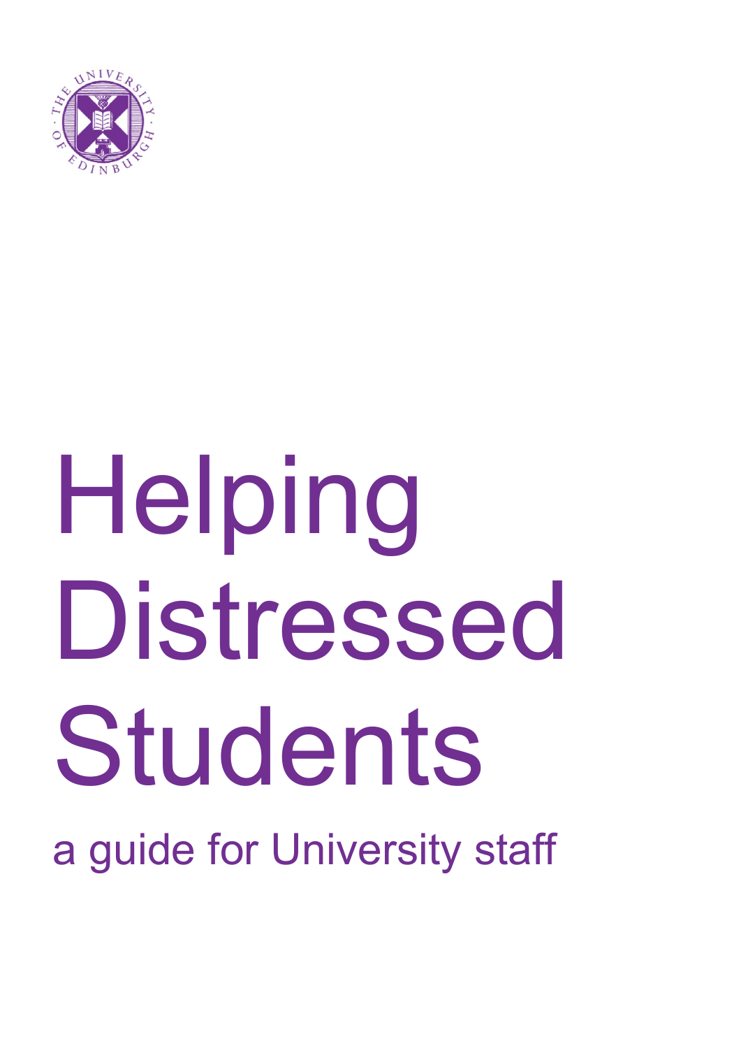# Helping Distressed Students

a guide for University staff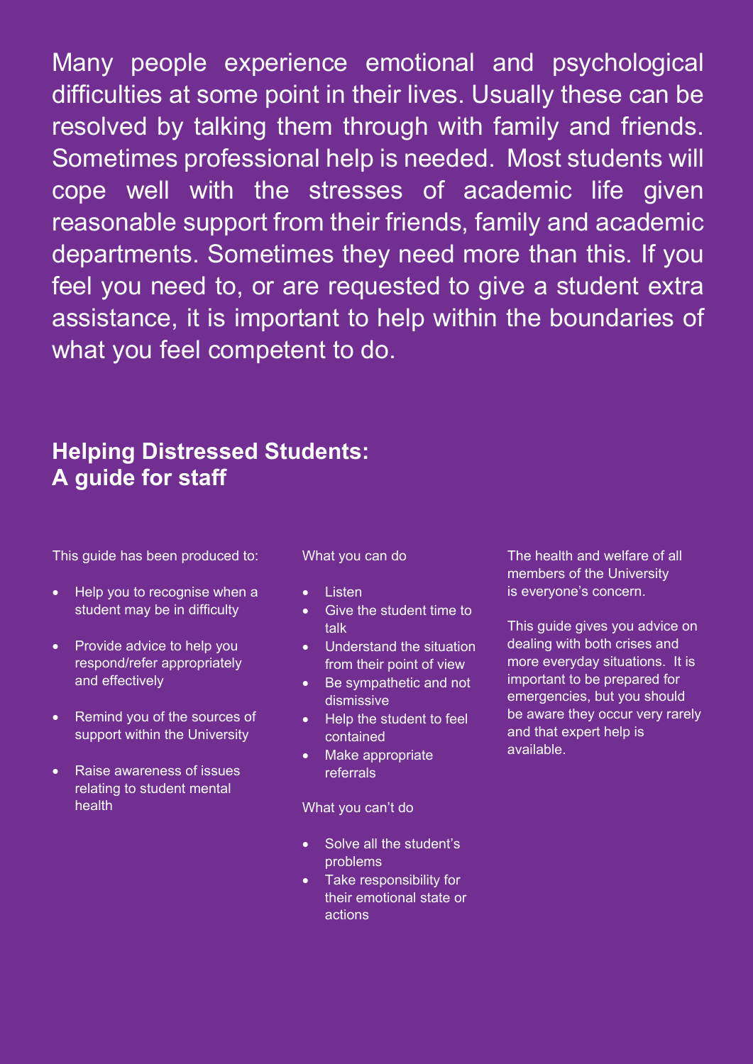Many people experience emotional and psychological difficulties at some point in their lives. Usually these can be resolved by talking them through with family and friends. Sometimes professional help is needed. Most students will cope well with the stresses of academic life given reasonable support from their friends, family and academic departments. Sometimes they need more than this. If you feel you need to, or are requested to give a student extra assistance, it is important to help within the boundaries of what you feel competent to do.

## Helping Distressed Students: A guide for staff

This guide has been produced to:

- Help you to recognise when a student may be in difficulty
- Provide advice to help you respond/refer appropriately and effectively
- Remind you of the sources of support within the University
- Raise awareness of issues relating to student mental health

What you can do

- Listen
- Give the student time to talk
- Understand the situation from their point of view
- Be sympathetic and not dismissive
- Help the student to feel contained
- Make appropriate referrals

What you can't do

- Solve all the student's problems
- Take responsibility for their emotional state or actions

The health and welfare of all members of the University is everyone's concern.

This guide gives you advice on dealing with both crises and more everyday situations. It is important to be prepared for emergencies, but you should be aware they occur very rarely and that expert help is available.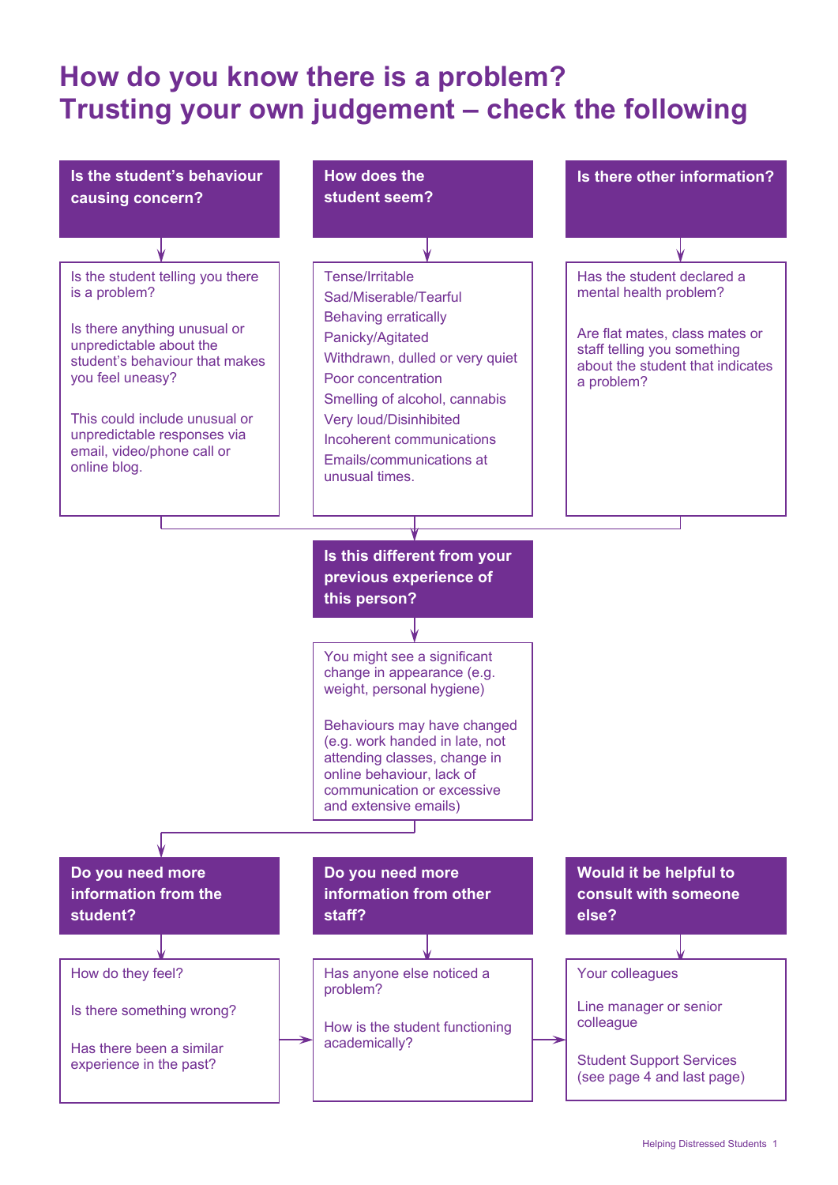# How do you know there is a problem?
# Trusting your own judgement – check the following

## Is the student's behaviour causing concern?

Is the student telling you there is a problem?

Is there anything unusual or unpredictable about the student's behaviour that makes you feel uneasy?

This could include unusual or unpredictable responses via email, video/phone call or online blog.

## How does the student seem?

- Tense/Irritable
- Sad/Miserable/Tearful
- Behaving erratically
- Panicky/Agitated
- Withdrawn, dulled or very quiet
- Poor concentration
- Smelling of alcohol, cannabis
- Very loud/Disinhibited
- Incoherent communications
- Emails/communications at unusual times.

## Is there other information?

Has the student declared a mental health problem?

Are flat mates, class mates or staff telling you something about the student that indicates a problem?

## Is this different from your previous experience of this person?

You might see a significant change in appearance (e.g. weight, personal hygiene)

Behaviours may have changed (e.g. work handed in late, not attending classes, change in online behaviour, lack of communication or excessive and extensive emails)

## Do you need more information from the student?

How do they feel?

Is there something wrong?

Has there been a similar experience in the past?

## Do you need more information from other staff?

Has anyone else noticed a problem?

How is the student functioning academically?

## Would it be helpful to consult with someone else?

Your colleagues

Line manager or senior colleague

Student Support Services (see page 4 and last page)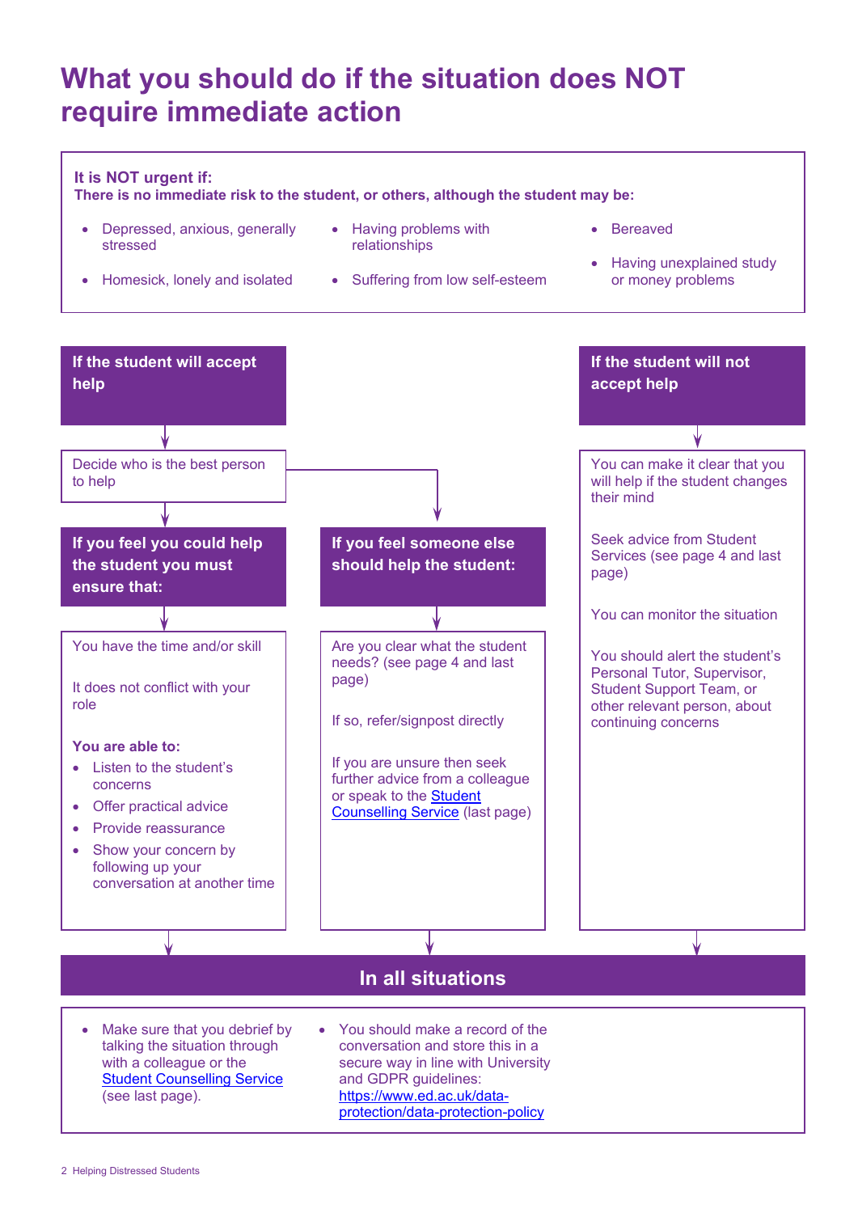# What you should do if the situation does NOT require immediate action

**It is NOT urgent if:**
**There is no immediate risk to the student, or others, although the student may be:**

- Depressed, anxious, generally stressed
- Homesick, lonely and isolated
- Having problems with relationships
- Suffering from low self-esteem
- Bereaved
- Having unexplained study or money problems

## If the student will accept help

Decide who is the best person to help

### If you feel you could help the student you must ensure that:

You have the time and/or skill

It does not conflict with your role

**You are able to:**

- Listen to the student's concerns
- Offer practical advice
- Provide reassurance
- Show your concern by following up your conversation at another time

### If you feel someone else should help the student:

Are you clear what the student needs? (see page 4 and last page)

If so, refer/signpost directly

If you are unsure then seek further advice from a colleague or speak to the [Student Counselling Service](#) (last page)

## If the student will not accept help

You can make it clear that you will help if the student changes their mind

Seek advice from Student Services (see page 4 and last page)

You can monitor the situation

You should alert the student's Personal Tutor, Supervisor, Student Support Team, or other relevant person, about continuing concerns

## In all situations

- Make sure that you debrief by talking the situation through with a colleague or the [Student Counselling Service](#) (see last page).
- You should make a record of the conversation and store this in a secure way in line with University and GDPR guidelines: [https://www.ed.ac.uk/data-protection/data-protection-policy](https://www.ed.ac.uk/data-protection/data-protection-policy)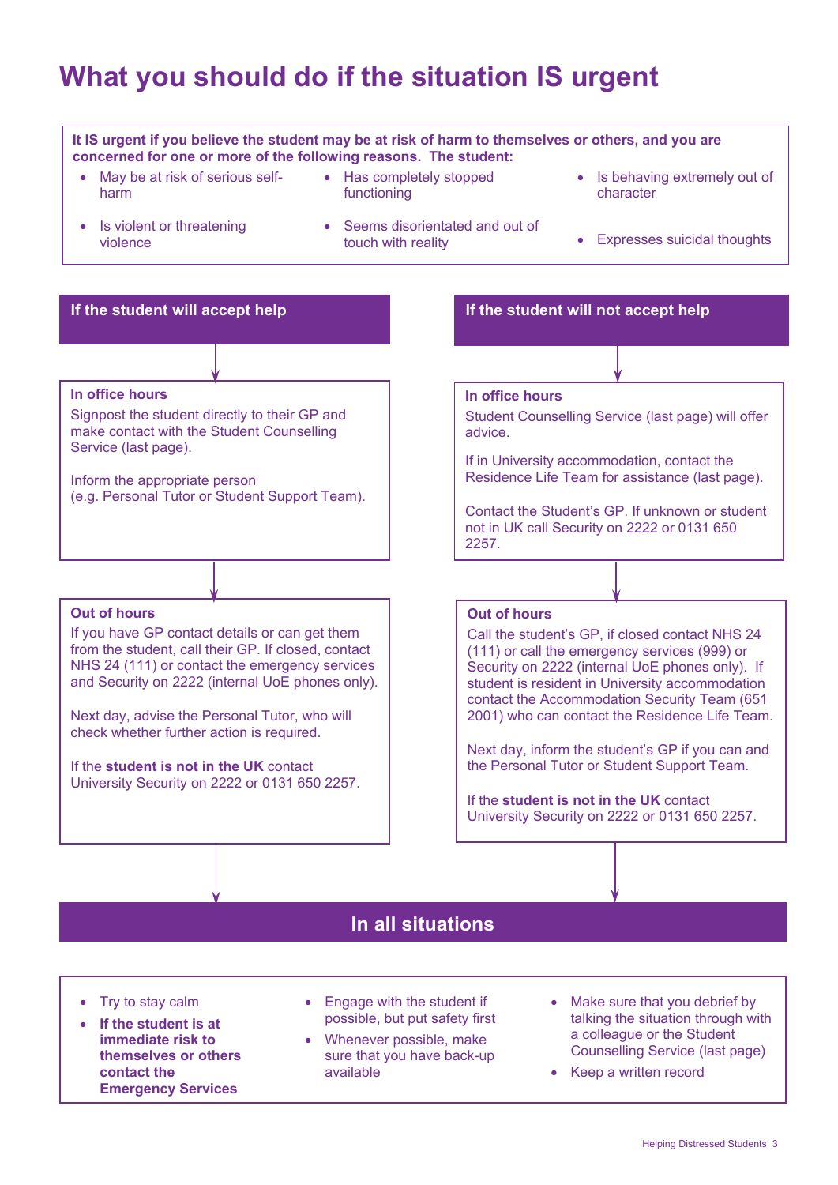# What you should do if the situation IS urgent

**It IS urgent if you believe the student may be at risk of harm to themselves or others, and you are concerned for one or more of the following reasons. The student:**

- May be at risk of serious self-harm
- Has completely stopped functioning
- Is behaving extremely out of character
- Is violent or threatening violence
- Seems disorientated and out of touch with reality
- Expresses suicidal thoughts

## If the student will accept help

### In office hours

Signpost the student directly to their GP and make contact with the Student Counselling Service (last page).

Inform the appropriate person (e.g. Personal Tutor or Student Support Team).

### Out of hours

If you have GP contact details or can get them from the student, call their GP. If closed, contact NHS 24 (111) or contact the emergency services and Security on 2222 (internal UoE phones only).

Next day, advise the Personal Tutor, who will check whether further action is required.

If the **student is not in the UK** contact University Security on 2222 or 0131 650 2257.

## If the student will not accept help

### In office hours

Student Counselling Service (last page) will offer advice.

If in University accommodation, contact the Residence Life Team for assistance (last page).

Contact the Student's GP. If unknown or student not in UK call Security on 2222 or 0131 650 2257.

### Out of hours

Call the student's GP, if closed contact NHS 24 (111) or call the emergency services (999) or Security on 2222 (internal UoE phones only). If student is resident in University accommodation contact the Accommodation Security Team (651 2001) who can contact the Residence Life Team.

Next day, inform the student's GP if you can and the Personal Tutor or Student Support Team.

If the **student is not in the UK** contact University Security on 2222 or 0131 650 2257.

## In all situations

- Try to stay calm
- **If the student is at immediate risk to themselves or others contact the Emergency Services**
- Engage with the student if possible, but put safety first
- Whenever possible, make sure that you have back-up available
- Make sure that you debrief by talking the situation through with a colleague or the Student Counselling Service (last page)
- Keep a written record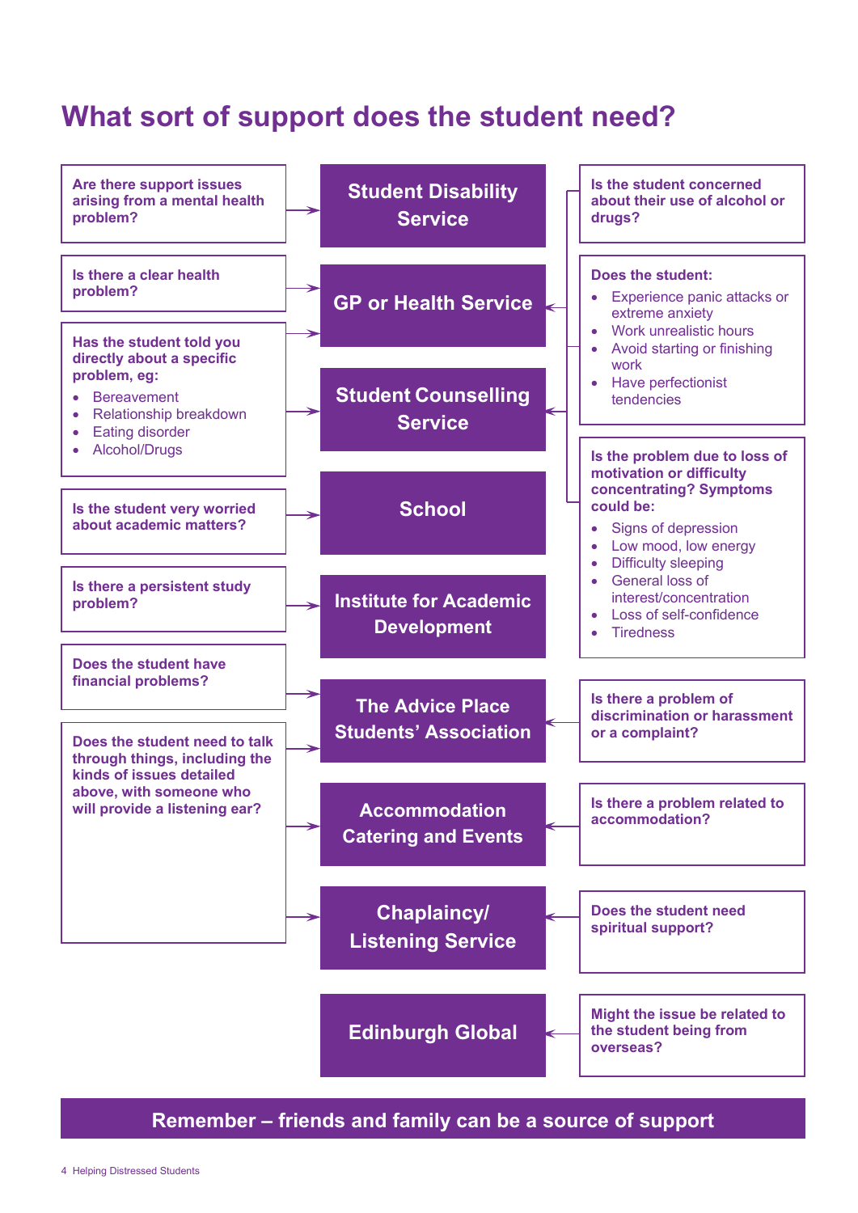# What sort of support does the student need?

**Are there support issues arising from a mental health problem?** → Student Disability Service

**Is there a clear health problem?** → GP or Health Service

**Has the student told you directly about a specific problem, eg:**

- Bereavement
- Relationship breakdown
- Eating disorder
- Alcohol/Drugs

→ GP or Health Service; Student Counselling Service

**Is the student very worried about academic matters?** → School

**Is there a persistent study problem?** → Institute for Academic Development

**Does the student have financial problems?** → The Advice Place Students' Association

**Does the student need to talk through things, including the kinds of issues detailed above, with someone who will provide a listening ear?** → The Advice Place Students' Association; Accommodation Catering and Events; Chaplaincy/Listening Service

**Is the student concerned about their use of alcohol or drugs?** → GP or Health Service; Student Counselling Service

**Does the student:**

- Experience panic attacks or extreme anxiety
- Work unrealistic hours
- Avoid starting or finishing work
- Have perfectionist tendencies

→ GP or Health Service; Student Counselling Service

**Is the problem due to loss of motivation or difficulty concentrating? Symptoms could be:**

- Signs of depression
- Low mood, low energy
- Difficulty sleeping
- General loss of interest/concentration
- Loss of self-confidence
- Tiredness

→ GP or Health Service; Student Counselling Service

**Is there a problem of discrimination or harassment or a complaint?** → The Advice Place Students' Association

**Is there a problem related to accommodation?** → Accommodation Catering and Events

**Does the student need spiritual support?** → Chaplaincy/Listening Service

**Might the issue be related to the student being from overseas?** → Edinburgh Global

**Remember – friends and family can be a source of support**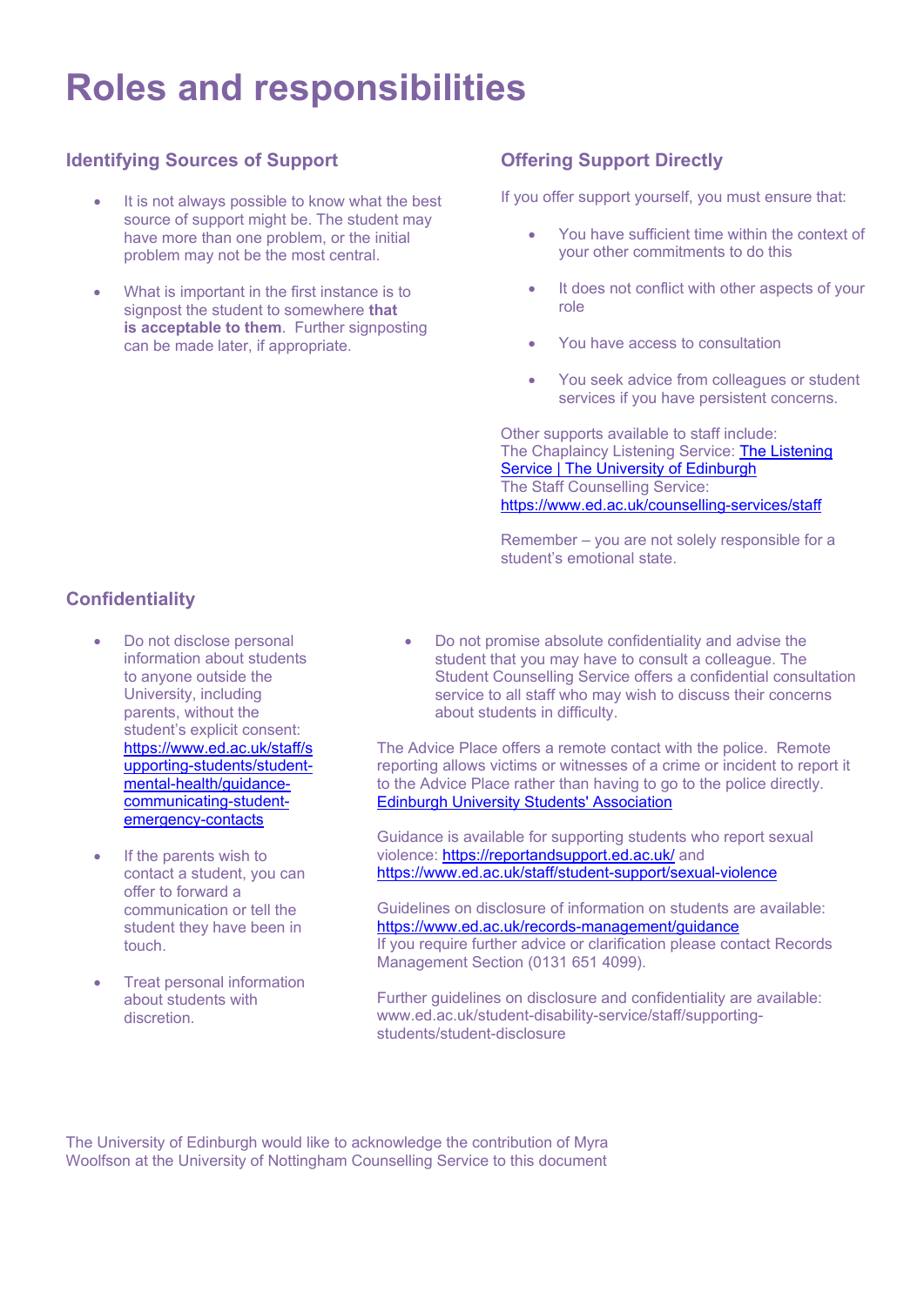# Roles and responsibilities

## Identifying Sources of Support

- It is not always possible to know what the best source of support might be. The student may have more than one problem, or the initial problem may not be the most central.
- What is important in the first instance is to signpost the student to somewhere **that is acceptable to them**. Further signposting can be made later, if appropriate.

## Offering Support Directly

If you offer support yourself, you must ensure that:

- You have sufficient time within the context of your other commitments to do this
- It does not conflict with other aspects of your role
- You have access to consultation
- You seek advice from colleagues or student services if you have persistent concerns.

Other supports available to staff include:
The Chaplaincy Listening Service: [The Listening Service | The University of Edinburgh]
The Staff Counselling Service:
https://www.ed.ac.uk/counselling-services/staff

Remember – you are not solely responsible for a student's emotional state.

## Confidentiality

- Do not disclose personal information about students to anyone outside the University, including parents, without the student's explicit consent: https://www.ed.ac.uk/staff/supporting-students/student-mental-health/guidance-communicating-student-emergency-contacts
- If the parents wish to contact a student, you can offer to forward a communication or tell the student they have been in touch.
- Treat personal information about students with discretion.
- Do not promise absolute confidentiality and advise the student that you may have to consult a colleague. The Student Counselling Service offers a confidential consultation service to all staff who may wish to discuss their concerns about students in difficulty.

The Advice Place offers a remote contact with the police. Remote reporting allows victims or witnesses of a crime or incident to report it to the Advice Place rather than having to go to the police directly. [Edinburgh University Students' Association]

Guidance is available for supporting students who report sexual violence: https://reportandsupport.ed.ac.uk/ and https://www.ed.ac.uk/staff/student-support/sexual-violence

Guidelines on disclosure of information on students are available: https://www.ed.ac.uk/records-management/guidance
If you require further advice or clarification please contact Records Management Section (0131 651 4099).

Further guidelines on disclosure and confidentiality are available: www.ed.ac.uk/student-disability-service/staff/supporting-students/student-disclosure

The University of Edinburgh would like to acknowledge the contribution of Myra Woolfson at the University of Nottingham Counselling Service to this document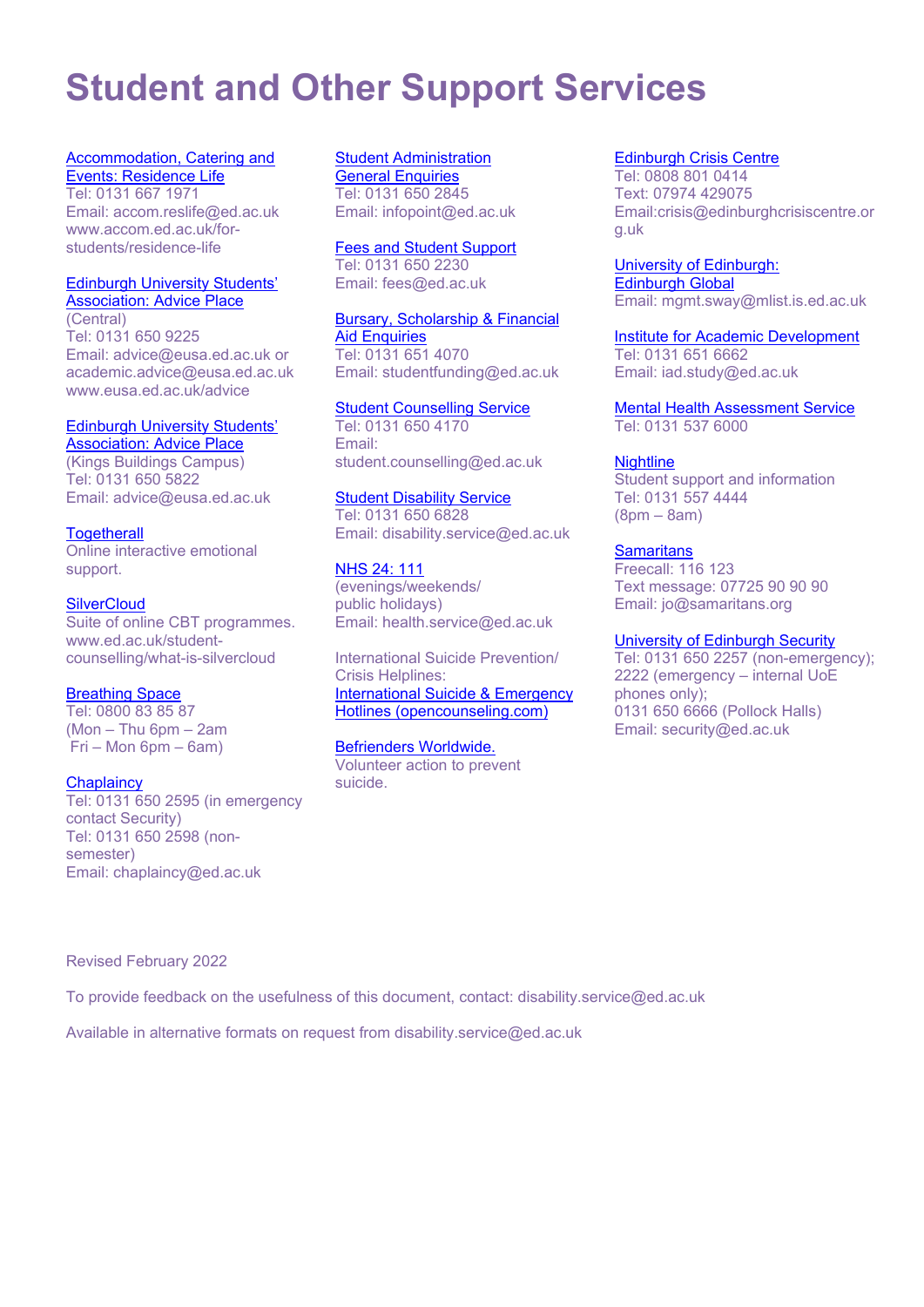# Student and Other Support Services

Accommodation, Catering and Events: Residence Life
Tel: 0131 667 1971
Email: accom.reslife@ed.ac.uk
www.accom.ed.ac.uk/for-students/residence-life

Edinburgh University Students' Association: Advice Place
(Central)
Tel: 0131 650 9225
Email: advice@eusa.ed.ac.uk or academic.advice@eusa.ed.ac.uk
www.eusa.ed.ac.uk/advice

Edinburgh University Students' Association: Advice Place
(Kings Buildings Campus)
Tel: 0131 650 5822
Email: advice@eusa.ed.ac.uk

Togetherall
Online interactive emotional support.

SilverCloud
Suite of online CBT programmes.
www.ed.ac.uk/student-counselling/what-is-silvercloud

Breathing Space
Tel: 0800 83 85 87
(Mon – Thu 6pm – 2am
Fri – Mon 6pm – 6am)

Chaplaincy
Tel: 0131 650 2595 (in emergency contact Security)
Tel: 0131 650 2598 (non-semester)
Email: chaplaincy@ed.ac.uk

Student Administration General Enquiries
Tel: 0131 650 2845
Email: infopoint@ed.ac.uk

Fees and Student Support
Tel: 0131 650 2230
Email: fees@ed.ac.uk

Bursary, Scholarship & Financial Aid Enquiries
Tel: 0131 651 4070
Email: studentfunding@ed.ac.uk

Student Counselling Service
Tel: 0131 650 4170
Email: student.counselling@ed.ac.uk

Student Disability Service
Tel: 0131 650 6828
Email: disability.service@ed.ac.uk

NHS 24: 111
(evenings/weekends/ public holidays)
Email: health.service@ed.ac.uk

International Suicide Prevention/ Crisis Helplines:
International Suicide & Emergency Hotlines (opencounseling.com)

Befrienders Worldwide.
Volunteer action to prevent suicide.

Edinburgh Crisis Centre
Tel: 0808 801 0414
Text: 07974 429075
Email:crisis@edinburghcrisiscentre.org.uk

University of Edinburgh: Edinburgh Global
Email: mgmt.sway@mlist.is.ed.ac.uk

Institute for Academic Development
Tel: 0131 651 6662
Email: iad.study@ed.ac.uk

Mental Health Assessment Service
Tel: 0131 537 6000

Nightline
Student support and information
Tel: 0131 557 4444
(8pm – 8am)

Samaritans
Freecall: 116 123
Text message: 07725 90 90 90
Email: jo@samaritans.org

University of Edinburgh Security
Tel: 0131 650 2257 (non-emergency);
2222 (emergency – internal UoE phones only);
0131 650 6666 (Pollock Halls)
Email: security@ed.ac.uk

Revised February 2022

To provide feedback on the usefulness of this document, contact: disability.service@ed.ac.uk

Available in alternative formats on request from disability.service@ed.ac.uk